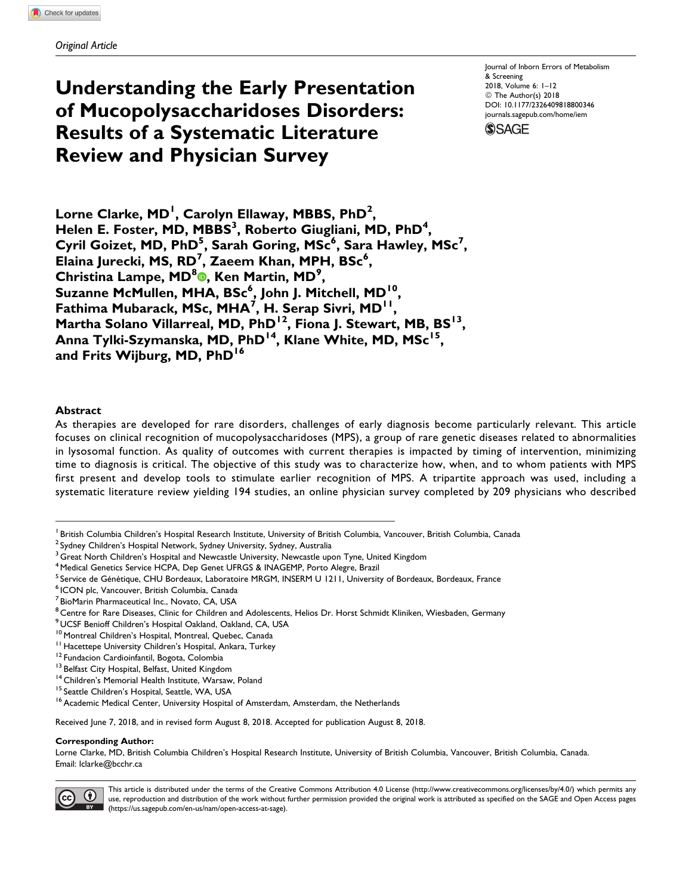*Original Article*

# Understanding the Early Presentation of Mucopolysaccharidoses Disorders: Results of a Systematic Literature Review and Physician Survey

Journal of Inborn Errors of Metabolism & Screening
2018, Volume 6: 1–12
© The Author(s) 2018
DOI: 10.1177/2326409818800346
journals.sagepub.com/home/iem

**Lorne Clarke, MD[1], Carolyn Ellaway, MBBS, PhD[2], Helen E. Foster, MD, MBBS[3], Roberto Giugliani, MD, PhD[4], Cyril Goizet, MD, PhD[5], Sarah Goring, MSc[6], Sara Hawley, MSc[7], Elaina Jurecki, MS, RD[7], Zaeem Khan, MPH, BSc[6], Christina Lampe, MD[8], Ken Martin, MD[9], Suzanne McMullen, MHA, BSc[6], John J. Mitchell, MD[10], Fathima Mubarack, MSc, MHA[7], H. Serap Sivri, MD[11], Martha Solano Villarreal, MD, PhD[12], Fiona J. Stewart, MB, BS[13], Anna Tylki-Szymanska, MD, PhD[14], Klane White, MD, MSc[15], and Frits Wijburg, MD, PhD[16]**

## Abstract

As therapies are developed for rare disorders, challenges of early diagnosis become particularly relevant. This article focuses on clinical recognition of mucopolysaccharidoses (MPS), a group of rare genetic diseases related to abnormalities in lysosomal function. As quality of outcomes with current therapies is impacted by timing of intervention, minimizing time to diagnosis is critical. The objective of this study was to characterize how, when, and to whom patients with MPS first present and develop tools to stimulate earlier recognition of MPS. A tripartite approach was used, including a systematic literature review yielding 194 studies, an online physician survey completed by 209 physicians who described

---

[1] British Columbia Children's Hospital Research Institute, University of British Columbia, Vancouver, British Columbia, Canada
[2] Sydney Children's Hospital Network, Sydney University, Sydney, Australia
[3] Great North Children's Hospital and Newcastle University, Newcastle upon Tyne, United Kingdom
[4] Medical Genetics Service HCPA, Dep Genet UFRGS & INAGEMP, Porto Alegre, Brazil
[5] Service de Génétique, CHU Bordeaux, Laboratoire MRGM, INSERM U 1211, University of Bordeaux, Bordeaux, France
[6] ICON plc, Vancouver, British Columbia, Canada
[7] BioMarin Pharmaceutical Inc., Novato, CA, USA
[8] Centre for Rare Diseases, Clinic for Children and Adolescents, Helios Dr. Horst Schmidt Kliniken, Wiesbaden, Germany
[9] UCSF Benioff Children's Hospital Oakland, Oakland, CA, USA
[10] Montreal Children's Hospital, Montreal, Quebec, Canada
[11] Hacettepe University Children's Hospital, Ankara, Turkey
[12] Fundacion Cardioinfantil, Bogota, Colombia
[13] Belfast City Hospital, Belfast, United Kingdom
[14] Children's Memorial Health Institute, Warsaw, Poland
[15] Seattle Children's Hospital, Seattle, WA, USA
[16] Academic Medical Center, University Hospital of Amsterdam, Amsterdam, the Netherlands

Received June 7, 2018, and in revised form August 8, 2018. Accepted for publication August 8, 2018.

**Corresponding Author:**
Lorne Clarke, MD, British Columbia Children's Hospital Research Institute, University of British Columbia, Vancouver, British Columbia, Canada.
Email: lclarke@bcchr.ca

This article is distributed under the terms of the Creative Commons Attribution 4.0 License (http://www.creativecommons.org/licenses/by/4.0/) which permits any use, reproduction and distribution of the work without further permission provided the original work is attributed as specified on the SAGE and Open Access pages (https://us.sagepub.com/en-us/nam/open-access-at-sage).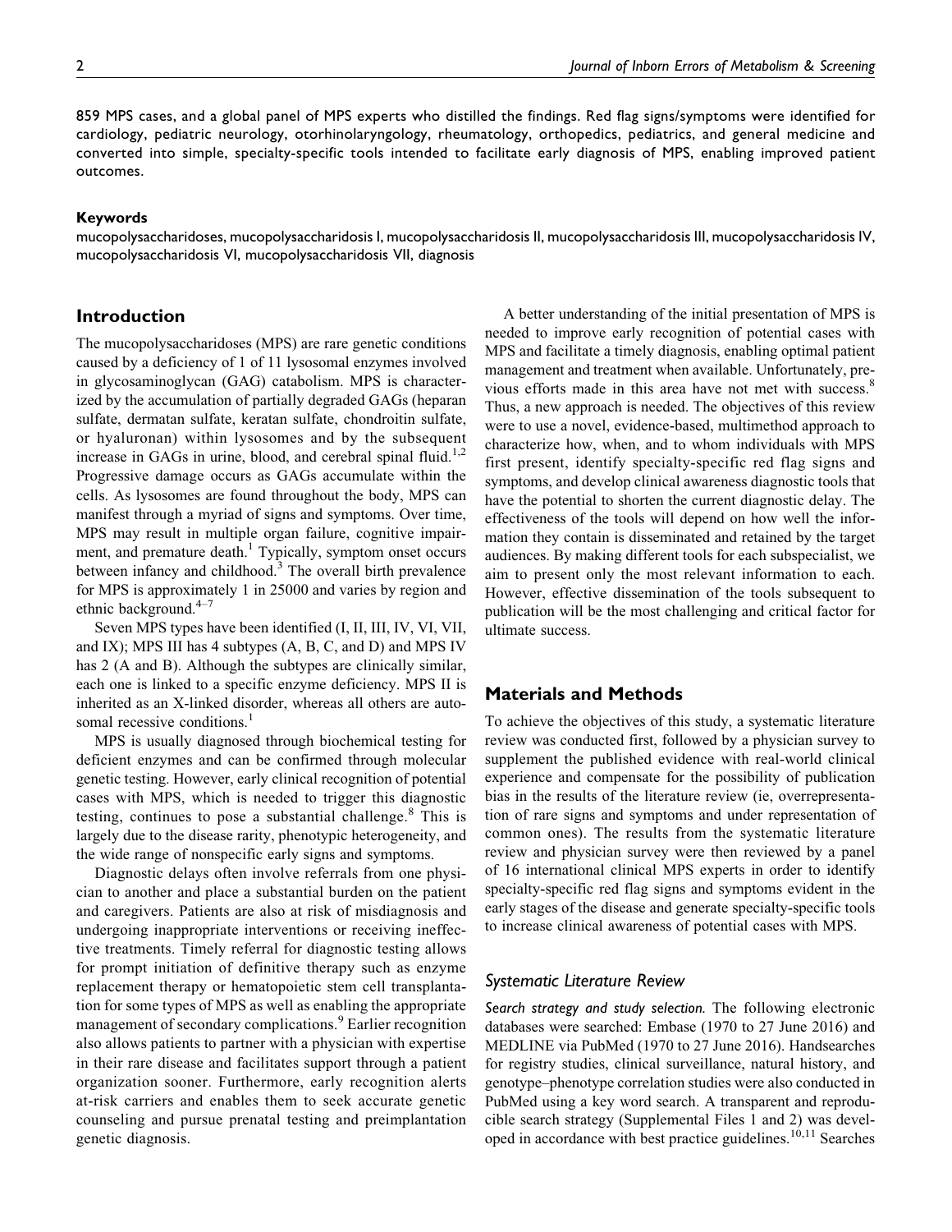859 MPS cases, and a global panel of MPS experts who distilled the findings. Red flag signs/symptoms were identified for cardiology, pediatric neurology, otorhinolaryngology, rheumatology, orthopedics, pediatrics, and general medicine and converted into simple, specialty-specific tools intended to facilitate early diagnosis of MPS, enabling improved patient outcomes.

#### Keywords

mucopolysaccharidoses, mucopolysaccharidosis I, mucopolysaccharidosis II, mucopolysaccharidosis III, mucopolysaccharidosis IV, mucopolysaccharidosis VI, mucopolysaccharidosis VII, diagnosis

## Introduction

The mucopolysaccharidoses (MPS) are rare genetic conditions caused by a deficiency of 1 of 11 lysosomal enzymes involved in glycosaminoglycan (GAG) catabolism. MPS is characterized by the accumulation of partially degraded GAGs (heparan sulfate, dermatan sulfate, keratan sulfate, chondroitin sulfate, or hyaluronan) within lysosomes and by the subsequent increase in GAGs in urine, blood, and cerebral spinal fluid.[1,2] Progressive damage occurs as GAGs accumulate within the cells. As lysosomes are found throughout the body, MPS can manifest through a myriad of signs and symptoms. Over time, MPS may result in multiple organ failure, cognitive impairment, and premature death.[1] Typically, symptom onset occurs between infancy and childhood.[3] The overall birth prevalence for MPS is approximately 1 in 25000 and varies by region and ethnic background.[4–7]

Seven MPS types have been identified (I, II, III, IV, VI, VII, and IX); MPS III has 4 subtypes (A, B, C, and D) and MPS IV has 2 (A and B). Although the subtypes are clinically similar, each one is linked to a specific enzyme deficiency. MPS II is inherited as an X-linked disorder, whereas all others are autosomal recessive conditions.[1]

MPS is usually diagnosed through biochemical testing for deficient enzymes and can be confirmed through molecular genetic testing. However, early clinical recognition of potential cases with MPS, which is needed to trigger this diagnostic testing, continues to pose a substantial challenge.[8] This is largely due to the disease rarity, phenotypic heterogeneity, and the wide range of nonspecific early signs and symptoms.

Diagnostic delays often involve referrals from one physician to another and place a substantial burden on the patient and caregivers. Patients are also at risk of misdiagnosis and undergoing inappropriate interventions or receiving ineffective treatments. Timely referral for diagnostic testing allows for prompt initiation of definitive therapy such as enzyme replacement therapy or hematopoietic stem cell transplantation for some types of MPS as well as enabling the appropriate management of secondary complications.[9] Earlier recognition also allows patients to partner with a physician with expertise in their rare disease and facilitates support through a patient organization sooner. Furthermore, early recognition alerts at-risk carriers and enables them to seek accurate genetic counseling and pursue prenatal testing and preimplantation genetic diagnosis.

A better understanding of the initial presentation of MPS is needed to improve early recognition of potential cases with MPS and facilitate a timely diagnosis, enabling optimal patient management and treatment when available. Unfortunately, previous efforts made in this area have not met with success.[8] Thus, a new approach is needed. The objectives of this review were to use a novel, evidence-based, multimethod approach to characterize how, when, and to whom individuals with MPS first present, identify specialty-specific red flag signs and symptoms, and develop clinical awareness diagnostic tools that have the potential to shorten the current diagnostic delay. The effectiveness of the tools will depend on how well the information they contain is disseminated and retained by the target audiences. By making different tools for each subspecialist, we aim to present only the most relevant information to each. However, effective dissemination of the tools subsequent to publication will be the most challenging and critical factor for ultimate success.

## Materials and Methods

To achieve the objectives of this study, a systematic literature review was conducted first, followed by a physician survey to supplement the published evidence with real-world clinical experience and compensate for the possibility of publication bias in the results of the literature review (ie, overrepresentation of rare signs and symptoms and under representation of common ones). The results from the systematic literature review and physician survey were then reviewed by a panel of 16 international clinical MPS experts in order to identify specialty-specific red flag signs and symptoms evident in the early stages of the disease and generate specialty-specific tools to increase clinical awareness of potential cases with MPS.

### Systematic Literature Review

*Search strategy and study selection.* The following electronic databases were searched: Embase (1970 to 27 June 2016) and MEDLINE via PubMed (1970 to 27 June 2016). Handsearches for registry studies, clinical surveillance, natural history, and genotype–phenotype correlation studies were also conducted in PubMed using a key word search. A transparent and reproducible search strategy (Supplemental Files 1 and 2) was developed in accordance with best practice guidelines.[10,11] Searches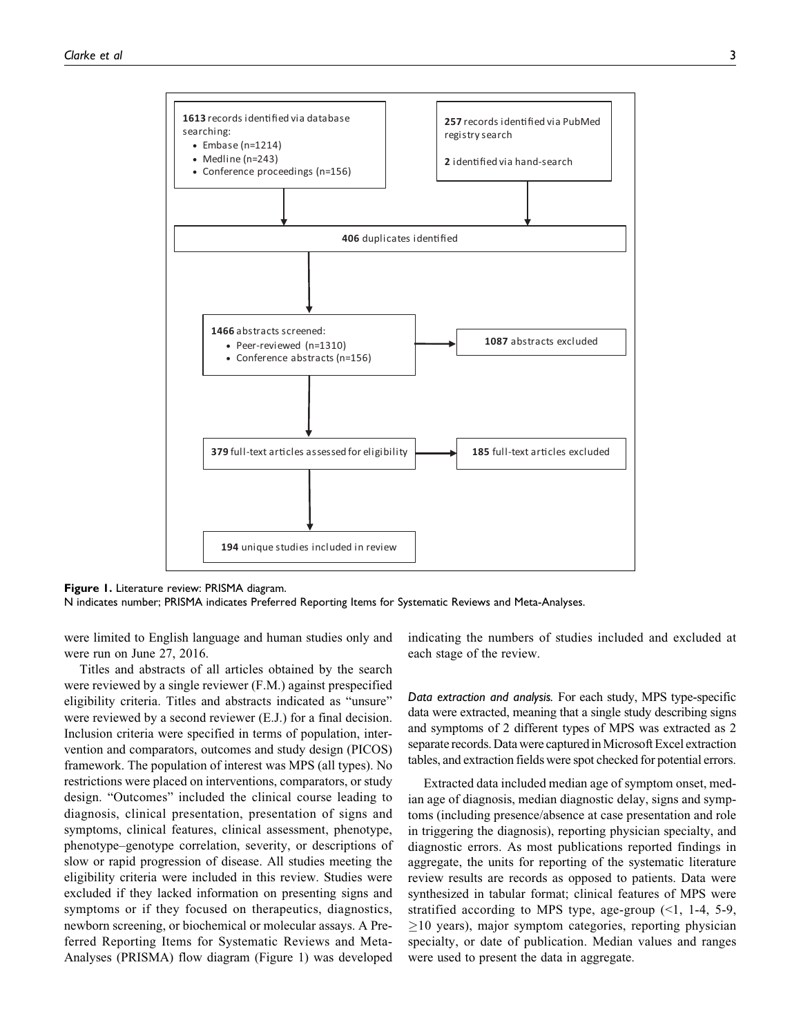1613 records identified via database searching:
- Embase (n=1214)
- Medline (n=243)
- Conference proceedings (n=156)

257 records identified via PubMed registry search

2 identified via hand-search

406 duplicates identified

1466 abstracts screened:
- Peer-reviewed (n=1310)
- Conference abstracts (n=156)

1087 abstracts excluded

379 full-text articles assessed for eligibility

185 full-text articles excluded

194 unique studies included in review

**Figure 1.** Literature review: PRISMA diagram.
N indicates number; PRISMA indicates Preferred Reporting Items for Systematic Reviews and Meta-Analyses.

were limited to English language and human studies only and were run on June 27, 2016.

Titles and abstracts of all articles obtained by the search were reviewed by a single reviewer (F.M.) against prespecified eligibility criteria. Titles and abstracts indicated as "unsure" were reviewed by a second reviewer (E.J.) for a final decision. Inclusion criteria were specified in terms of population, intervention and comparators, outcomes and study design (PICOS) framework. The population of interest was MPS (all types). No restrictions were placed on interventions, comparators, or study design. "Outcomes" included the clinical course leading to diagnosis, clinical presentation, presentation of signs and symptoms, clinical features, clinical assessment, phenotype, phenotype–genotype correlation, severity, or descriptions of slow or rapid progression of disease. All studies meeting the eligibility criteria were included in this review. Studies were excluded if they lacked information on presenting signs and symptoms or if they focused on therapeutics, diagnostics, newborn screening, or biochemical or molecular assays. A Preferred Reporting Items for Systematic Reviews and Meta-Analyses (PRISMA) flow diagram (Figure 1) was developed indicating the numbers of studies included and excluded at each stage of the review.

*Data extraction and analysis.* For each study, MPS type-specific data were extracted, meaning that a single study describing signs and symptoms of 2 different types of MPS was extracted as 2 separate records. Data were captured in Microsoft Excel extraction tables, and extraction fields were spot checked for potential errors.

Extracted data included median age of symptom onset, median age of diagnosis, median diagnostic delay, signs and symptoms (including presence/absence at case presentation and role in triggering the diagnosis), reporting physician specialty, and diagnostic errors. As most publications reported findings in aggregate, the units for reporting of the systematic literature review results are records as opposed to patients. Data were synthesized in tabular format; clinical features of MPS were stratified according to MPS type, age-group (<1, 1-4, 5-9, ≥10 years), major symptom categories, reporting physician specialty, or date of publication. Median values and ranges were used to present the data in aggregate.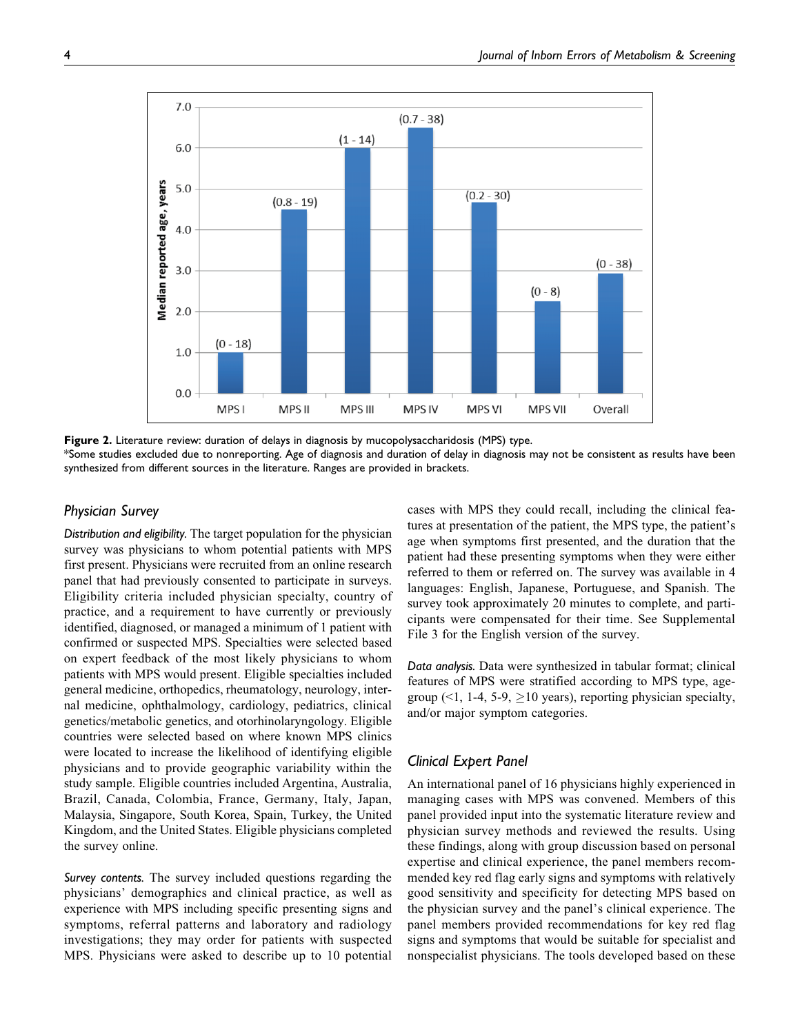**Figure 2.** Literature review: duration of delays in diagnosis by mucopolysaccharidosis (MPS) type.
*Some studies excluded due to nonreporting. Age of diagnosis and duration of delay in diagnosis may not be consistent as results have been synthesized from different sources in the literature. Ranges are provided in brackets.

### Physician Survey

*Distribution and eligibility.* The target population for the physician survey was physicians to whom potential patients with MPS first present. Physicians were recruited from an online research panel that had previously consented to participate in surveys. Eligibility criteria included physician specialty, country of practice, and a requirement to have currently or previously identified, diagnosed, or managed a minimum of 1 patient with confirmed or suspected MPS. Specialties were selected based on expert feedback of the most likely physicians to whom patients with MPS would present. Eligible specialties included general medicine, orthopedics, rheumatology, neurology, internal medicine, ophthalmology, cardiology, pediatrics, clinical genetics/metabolic genetics, and otorhinolaryngology. Eligible countries were selected based on where known MPS clinics were located to increase the likelihood of identifying eligible physicians and to provide geographic variability within the study sample. Eligible countries included Argentina, Australia, Brazil, Canada, Colombia, France, Germany, Italy, Japan, Malaysia, Singapore, South Korea, Spain, Turkey, the United Kingdom, and the United States. Eligible physicians completed the survey online.

*Survey contents.* The survey included questions regarding the physicians' demographics and clinical practice, as well as experience with MPS including specific presenting signs and symptoms, referral patterns and laboratory and radiology investigations; they may order for patients with suspected MPS. Physicians were asked to describe up to 10 potential cases with MPS they could recall, including the clinical features at presentation of the patient, the MPS type, the patient's age when symptoms first presented, and the duration that the patient had these presenting symptoms when they were either referred to them or referred on. The survey was available in 4 languages: English, Japanese, Portuguese, and Spanish. The survey took approximately 20 minutes to complete, and participants were compensated for their time. See Supplemental File 3 for the English version of the survey.

*Data analysis.* Data were synthesized in tabular format; clinical features of MPS were stratified according to MPS type, age-group (<1, 1-4, 5-9, ≥10 years), reporting physician specialty, and/or major symptom categories.

### Clinical Expert Panel

An international panel of 16 physicians highly experienced in managing cases with MPS was convened. Members of this panel provided input into the systematic literature review and physician survey methods and reviewed the results. Using these findings, along with group discussion based on personal expertise and clinical experience, the panel members recommended key red flag early signs and symptoms with relatively good sensitivity and specificity for detecting MPS based on the physician survey and the panel's clinical experience. The panel members provided recommendations for key red flag signs and symptoms that would be suitable for specialist and nonspecialist physicians. The tools developed based on these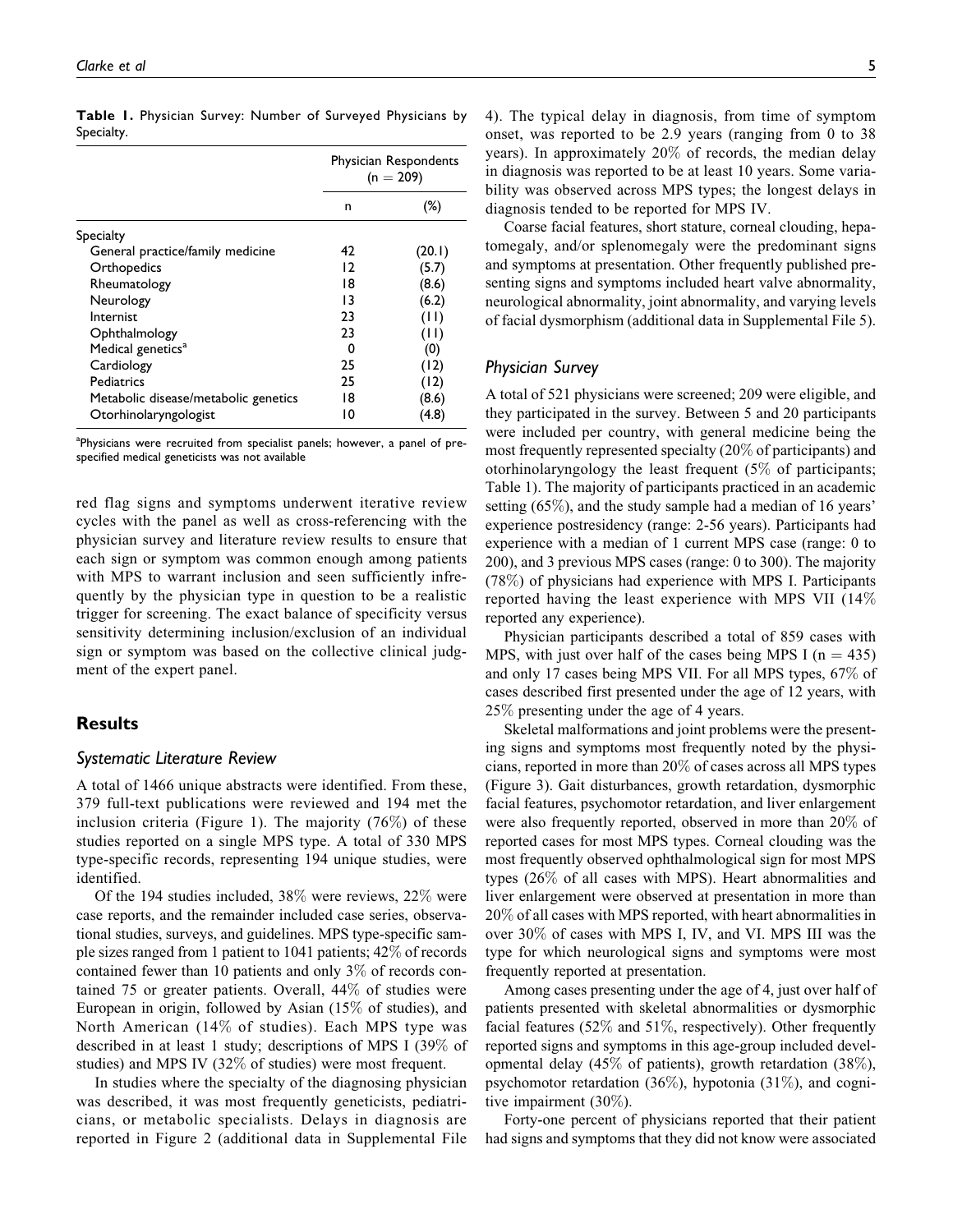**Table 1.** Physician Survey: Number of Surveyed Physicians by Specialty.

| | Physician Respondents (n = 209) | |
|---|---|---|
| | n | (%) |
| Specialty | | |
| General practice/family medicine | 42 | (20.1) |
| Orthopedics | 12 | (5.7) |
| Rheumatology | 18 | (8.6) |
| Neurology | 13 | (6.2) |
| Internist | 23 | (11) |
| Ophthalmology | 23 | (11) |
| Medical genetics[a] | 0 | (0) |
| Cardiology | 25 | (12) |
| Pediatrics | 25 | (12) |
| Metabolic disease/metabolic genetics | 18 | (8.6) |
| Otorhinolaryngologist | 10 | (4.8) |

[a]Physicians were recruited from specialist panels; however, a panel of prespecified medical geneticists was not available

red flag signs and symptoms underwent iterative review cycles with the panel as well as cross-referencing with the physician survey and literature review results to ensure that each sign or symptom was common enough among patients with MPS to warrant inclusion and seen sufficiently infrequently by the physician type in question to be a realistic trigger for screening. The exact balance of specificity versus sensitivity determining inclusion/exclusion of an individual sign or symptom was based on the collective clinical judgment of the expert panel.

## Results

### Systematic Literature Review

A total of 1466 unique abstracts were identified. From these, 379 full-text publications were reviewed and 194 met the inclusion criteria (Figure 1). The majority (76%) of these studies reported on a single MPS type. A total of 330 MPS type-specific records, representing 194 unique studies, were identified.

Of the 194 studies included, 38% were reviews, 22% were case reports, and the remainder included case series, observational studies, surveys, and guidelines. MPS type-specific sample sizes ranged from 1 patient to 1041 patients; 42% of records contained fewer than 10 patients and only 3% of records contained 75 or greater patients. Overall, 44% of studies were European in origin, followed by Asian (15% of studies), and North American (14% of studies). Each MPS type was described in at least 1 study; descriptions of MPS I (39% of studies) and MPS IV (32% of studies) were most frequent.

In studies where the specialty of the diagnosing physician was described, it was most frequently geneticists, pediatricians, or metabolic specialists. Delays in diagnosis are reported in Figure 2 (additional data in Supplemental File 4). The typical delay in diagnosis, from time of symptom onset, was reported to be 2.9 years (ranging from 0 to 38 years). In approximately 20% of records, the median delay in diagnosis was reported to be at least 10 years. Some variability was observed across MPS types; the longest delays in diagnosis tended to be reported for MPS IV.

Coarse facial features, short stature, corneal clouding, hepatomegaly, and/or splenomegaly were the predominant signs and symptoms at presentation. Other frequently published presenting signs and symptoms included heart valve abnormality, neurological abnormality, joint abnormality, and varying levels of facial dysmorphism (additional data in Supplemental File 5).

### Physician Survey

A total of 521 physicians were screened; 209 were eligible, and they participated in the survey. Between 5 and 20 participants were included per country, with general medicine being the most frequently represented specialty (20% of participants) and otorhinolaryngology the least frequent (5% of participants; Table 1). The majority of participants practiced in an academic setting (65%), and the study sample had a median of 16 years' experience postresidency (range: 2-56 years). Participants had experience with a median of 1 current MPS case (range: 0 to 200), and 3 previous MPS cases (range: 0 to 300). The majority (78%) of physicians had experience with MPS I. Participants reported having the least experience with MPS VII (14% reported any experience).

Physician participants described a total of 859 cases with MPS, with just over half of the cases being MPS I (n = 435) and only 17 cases being MPS VII. For all MPS types, 67% of cases described first presented under the age of 12 years, with 25% presenting under the age of 4 years.

Skeletal malformations and joint problems were the presenting signs and symptoms most frequently noted by the physicians, reported in more than 20% of cases across all MPS types (Figure 3). Gait disturbances, growth retardation, dysmorphic facial features, psychomotor retardation, and liver enlargement were also frequently reported, observed in more than 20% of reported cases for most MPS types. Corneal clouding was the most frequently observed ophthalmological sign for most MPS types (26% of all cases with MPS). Heart abnormalities and liver enlargement were observed at presentation in more than 20% of all cases with MPS reported, with heart abnormalities in over 30% of cases with MPS I, IV, and VI. MPS III was the type for which neurological signs and symptoms were most frequently reported at presentation.

Among cases presenting under the age of 4, just over half of patients presented with skeletal abnormalities or dysmorphic facial features (52% and 51%, respectively). Other frequently reported signs and symptoms in this age-group included developmental delay (45% of patients), growth retardation (38%), psychomotor retardation (36%), hypotonia (31%), and cognitive impairment (30%).

Forty-one percent of physicians reported that their patient had signs and symptoms that they did not know were associated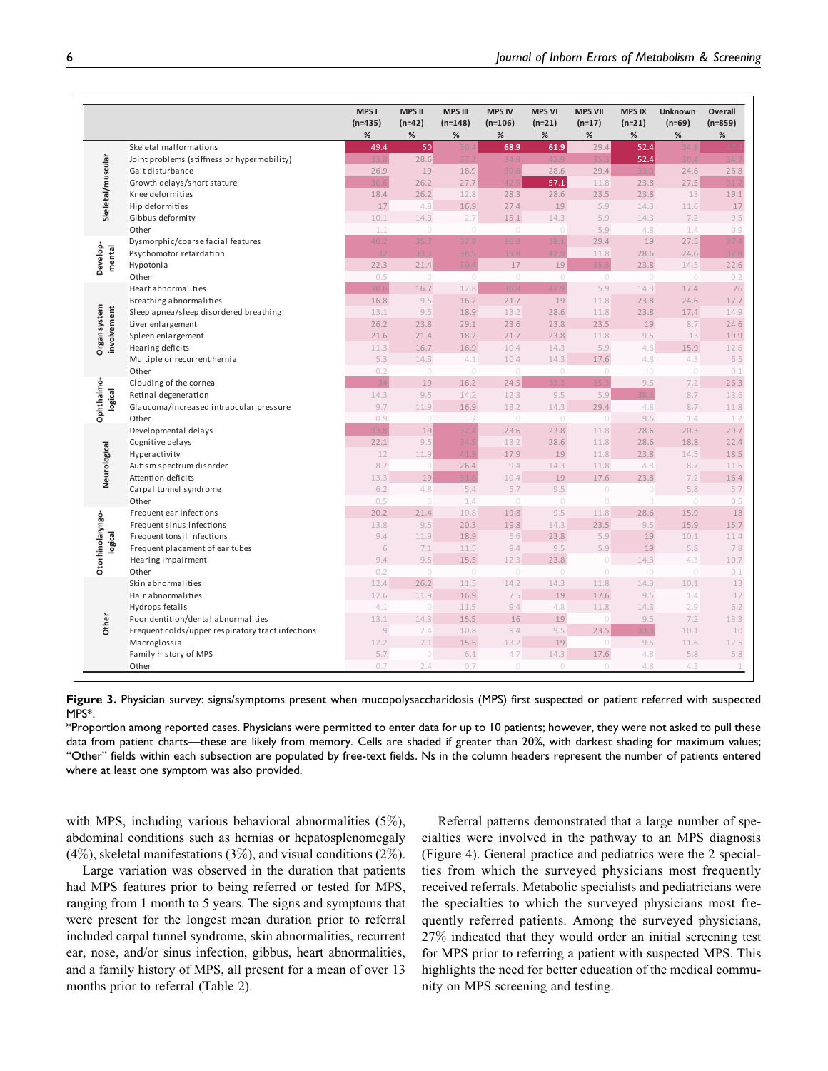| | | MPS I (n=435) % | MPS II (n=42) % | MPS III (n=148) % | MPS IV (n=106) % | MPS VI (n=21) % | MPS VII (n=17) % | MPS IX (n=21) % | Unknown (n=69) % | Overall (n=859) % |
|---|---|---|---|---|---|---|---|---|---|---|
| Skeletal/muscular | Skeletal malformations | 49.4 | 50 | 30.4 | 68.9 | 61.9 | 29.4 | 52.4 | 34.8 | 47.4 |
| | Joint problems (stiffness or hypermobility) | 33.8 | 28.6 | 37.2 | 34.9 | 42.9 | 35.3 | 52.4 | 30.4 | 34.7 |
| | Gait disturbance | 26.9 | 19 | 18.9 | 39.6 | 28.6 | 29.4 | 33.3 | 24.6 | 26.8 |
| | Growth delays/short stature | 30.6 | 26.2 | 27.7 | 42.5 | 57.1 | 11.8 | 23.8 | 27.5 | 31.2 |
| | Knee deformities | 18.4 | 26.2 | 12.8 | 28.3 | 28.6 | 23.5 | 23.8 | 13 | 19.1 |
| | Hip deformities | 17 | 4.8 | 16.9 | 27.4 | 19 | 5.9 | 14.3 | 11.6 | 17 |
| | Gibbus deformity | 10.1 | 14.3 | 2.7 | 15.1 | 14.3 | 5.9 | 14.3 | 7.2 | 9.5 |
| | Other | 1.1 | 0 | 0 | 0 | 0 | 5.9 | 4.8 | 1.4 | 0.9 |
| Developmental | Dysmorphic/coarse facial features | 40.2 | 35.7 | 37.8 | 36.8 | 38.1 | 29.4 | 19 | 27.5 | 37.4 |
| | Psychomotor retardation | 32 | 33.3 | 38.5 | 35.8 | 42.9 | 11.8 | 28.6 | 24.6 | 32.8 |
| | Hypotonia | 22.3 | 21.4 | 30.4 | 17 | 19 | 35.3 | 23.8 | 14.5 | 22.6 |
| | Other | 0.5 | 0 | 0 | 0 | 0 | 0 | 0 | 0 | 0.2 |
| Organ system involvement | Heart abnormalities | 30.6 | 16.7 | 12.8 | 36.8 | 42.9 | 5.9 | 14.3 | 17.4 | 26 |
| | Breathing abnormalities | 16.8 | 9.5 | 16.2 | 21.7 | 19 | 11.8 | 23.8 | 24.6 | 17.7 |
| | Sleep apnea/sleep disordered breathing | 13.1 | 9.5 | 18.9 | 13.2 | 28.6 | 11.8 | 23.8 | 17.4 | 14.9 |
| | Liver enlargement | 26.2 | 23.8 | 29.1 | 23.6 | 23.8 | 23.5 | 19 | 8.7 | 24.6 |
| | Spleen enlargement | 21.6 | 21.4 | 18.2 | 21.7 | 23.8 | 11.8 | 9.5 | 13 | 19.9 |
| | Hearing deficits | 11.3 | 16.7 | 16.9 | 10.4 | 14.3 | 5.9 | 4.8 | 15.9 | 12.6 |
| | Multiple or recurrent hernia | 5.3 | 14.3 | 4.1 | 10.4 | 14.3 | 17.6 | 4.8 | 4.3 | 6.5 |
| | Other | 0.2 | 0 | 0 | 0 | 0 | 0 | 0 | 0 | 0.1 |
| Ophthalmological | Clouding of the cornea | 34 | 19 | 16.2 | 24.5 | 33.3 | 35.3 | 9.5 | 7.2 | 26.3 |
| | Retinal degeneration | 14.3 | 9.5 | 14.2 | 12.3 | 9.5 | 5.9 | 38.1 | 8.7 | 13.6 |
| | Glaucoma/increased intraocular pressure | 9.7 | 11.9 | 16.9 | 13.2 | 14.3 | 29.4 | 4.8 | 8.7 | 11.8 |
| | Other | 0.9 | 0 | 2 | 0 | 0 | 0 | 9.5 | 1.4 | 1.2 |
| Neurological | Developmental delays | 33.8 | 19 | 32.4 | 23.6 | 23.8 | 11.8 | 28.6 | 20.3 | 29.7 |
| | Cognitive delays | 22.1 | 9.5 | 34.5 | 13.2 | 28.6 | 11.8 | 28.6 | 18.8 | 22.4 |
| | Hyperactivity | 12 | 11.9 | 41.9 | 17.9 | 19 | 11.8 | 23.8 | 14.5 | 18.5 |
| | Autism spectrum disorder | 8.7 | 0 | 26.4 | 9.4 | 14.3 | 11.8 | 4.8 | 8.7 | 11.5 |
| | Attention deficits | 13.3 | 19 | 31.8 | 10.4 | 19 | 17.6 | 23.8 | 7.2 | 16.4 |
| | Carpal tunnel syndrome | 6.2 | 4.8 | 5.4 | 5.7 | 9.5 | 0 | 0 | 5.8 | 5.7 |
| | Other | 0.5 | 0 | 1.4 | 0 | 0 | 0 | 0 | 0 | 0.5 |
| Otorhinolaryngological | Frequent ear infections | 20.2 | 21.4 | 10.8 | 19.8 | 9.5 | 11.8 | 28.6 | 15.9 | 18 |
| | Frequent sinus infections | 13.8 | 9.5 | 20.3 | 19.8 | 14.3 | 23.5 | 9.5 | 15.9 | 15.7 |
| | Frequent tonsil infections | 9.4 | 11.9 | 18.9 | 6.6 | 23.8 | 5.9 | 19 | 10.1 | 11.4 |
| | Frequent placement of ear tubes | 6 | 7.1 | 11.5 | 9.4 | 9.5 | 5.9 | 19 | 5.8 | 7.8 |
| | Hearing impairment | 9.4 | 9.5 | 15.5 | 12.3 | 23.8 | 0 | 14.3 | 4.3 | 10.7 |
| | Other | 0.2 | 0 | 0 | 0 | 0 | 0 | 0 | 0 | 0.1 |
| Other | Skin abnormalities | 12.4 | 26.2 | 11.5 | 14.2 | 14.3 | 11.8 | 14.3 | 10.1 | 13 |
| | Hair abnormalities | 12.6 | 11.9 | 16.9 | 7.5 | 19 | 17.6 | 9.5 | 1.4 | 12 |
| | Hydrops fetalis | 4.1 | 0 | 11.5 | 9.4 | 4.8 | 11.8 | 14.3 | 2.9 | 6.2 |
| | Poor dentition/dental abnormalities | 13.1 | 14.3 | 15.5 | 16 | 19 | 0 | 9.5 | 7.2 | 13.3 |
| | Frequent colds/upper respiratory tract infections | 9 | 2.4 | 10.8 | 9.4 | 9.5 | 23.5 | 33.3 | 10.1 | 10 |
| | Macroglossia | 12.2 | 7.1 | 15.5 | 13.2 | 19 | 0 | 9.5 | 11.6 | 12.5 |
| | Family history of MPS | 5.7 | 0 | 6.1 | 4.7 | 14.3 | 17.6 | 4.8 | 5.8 | 5.8 |
| | Other | 0.7 | 2.4 | 0.7 | 0 | 0 | 0 | 4.8 | 4.3 | 1 |

**Figure 3.** Physician survey: signs/symptoms present when mucopolysaccharidosis (MPS) first suspected or patient referred with suspected MPS*.

*Proportion among reported cases. Physicians were permitted to enter data for up to 10 patients; however, they were not asked to pull these data from patient charts—these are likely from memory. Cells are shaded if greater than 20%, with darkest shading for maximum values; "Other" fields within each subsection are populated by free-text fields. Ns in the column headers represent the number of patients entered where at least one symptom was also provided.

with MPS, including various behavioral abnormalities (5%), abdominal conditions such as hernias or hepatosplenomegaly (4%), skeletal manifestations (3%), and visual conditions (2%).

Large variation was observed in the duration that patients had MPS features prior to being referred or tested for MPS, ranging from 1 month to 5 years. The signs and symptoms that were present for the longest mean duration prior to referral included carpal tunnel syndrome, skin abnormalities, recurrent ear, nose, and/or sinus infection, gibbus, heart abnormalities, and a family history of MPS, all present for a mean of over 13 months prior to referral (Table 2).

Referral patterns demonstrated that a large number of specialties were involved in the pathway to an MPS diagnosis (Figure 4). General practice and pediatrics were the 2 specialties from which the surveyed physicians most frequently received referrals. Metabolic specialists and pediatricians were the specialties to which the surveyed physicians most frequently referred patients. Among the surveyed physicians, 27% indicated that they would order an initial screening test for MPS prior to referring a patient with suspected MPS. This highlights the need for better education of the medical community on MPS screening and testing.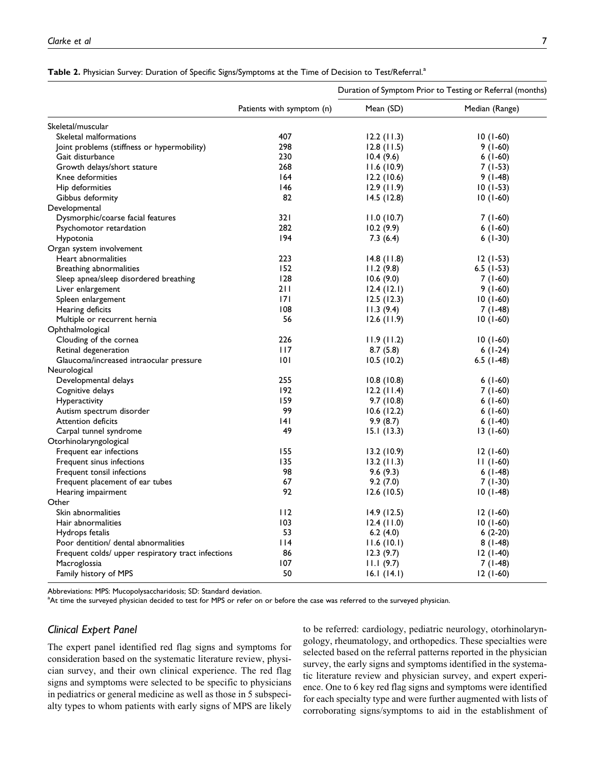**Table 2.** Physician Survey: Duration of Specific Signs/Symptoms at the Time of Decision to Test/Referral.[a]

| | | Duration of Symptom Prior to Testing or Referral (months) | |
|---|---|---|---|
| | Patients with symptom (n) | Mean (SD) | Median (Range) |
| Skeletal/muscular | | | |
| Skeletal malformations | 407 | 12.2 (11.3) | 10 (1-60) |
| Joint problems (stiffness or hypermobility) | 298 | 12.8 (11.5) | 9 (1-60) |
| Gait disturbance | 230 | 10.4 (9.6) | 6 (1-60) |
| Growth delays/short stature | 268 | 11.6 (10.9) | 7 (1-53) |
| Knee deformities | 164 | 12.2 (10.6) | 9 (1-48) |
| Hip deformities | 146 | 12.9 (11.9) | 10 (1-53) |
| Gibbus deformity | 82 | 14.5 (12.8) | 10 (1-60) |
| Developmental | | | |
| Dysmorphic/coarse facial features | 321 | 11.0 (10.7) | 7 (1-60) |
| Psychomotor retardation | 282 | 10.2 (9.9) | 6 (1-60) |
| Hypotonia | 194 | 7.3 (6.4) | 6 (1-30) |
| Organ system involvement | | | |
| Heart abnormalities | 223 | 14.8 (11.8) | 12 (1-53) |
| Breathing abnormalities | 152 | 11.2 (9.8) | 6.5 (1-53) |
| Sleep apnea/sleep disordered breathing | 128 | 10.6 (9.0) | 7 (1-60) |
| Liver enlargement | 211 | 12.4 (12.1) | 9 (1-60) |
| Spleen enlargement | 171 | 12.5 (12.3) | 10 (1-60) |
| Hearing deficits | 108 | 11.3 (9.4) | 7 (1-48) |
| Multiple or recurrent hernia | 56 | 12.6 (11.9) | 10 (1-60) |
| Ophthalmological | | | |
| Clouding of the cornea | 226 | 11.9 (11.2) | 10 (1-60) |
| Retinal degeneration | 117 | 8.7 (5.8) | 6 (1-24) |
| Glaucoma/increased intraocular pressure | 101 | 10.5 (10.2) | 6.5 (1-48) |
| Neurological | | | |
| Developmental delays | 255 | 10.8 (10.8) | 6 (1-60) |
| Cognitive delays | 192 | 12.2 (11.4) | 7 (1-60) |
| Hyperactivity | 159 | 9.7 (10.8) | 6 (1-60) |
| Autism spectrum disorder | 99 | 10.6 (12.2) | 6 (1-60) |
| Attention deficits | 141 | 9.9 (8.7) | 6 (1-40) |
| Carpal tunnel syndrome | 49 | 15.1 (13.3) | 13 (1-60) |
| Otorhinolaryngological | | | |
| Frequent ear infections | 155 | 13.2 (10.9) | 12 (1-60) |
| Frequent sinus infections | 135 | 13.2 (11.3) | 11 (1-60) |
| Frequent tonsil infections | 98 | 9.6 (9.3) | 6 (1-48) |
| Frequent placement of ear tubes | 67 | 9.2 (7.0) | 7 (1-30) |
| Hearing impairment | 92 | 12.6 (10.5) | 10 (1-48) |
| Other | | | |
| Skin abnormalities | 112 | 14.9 (12.5) | 12 (1-60) |
| Hair abnormalities | 103 | 12.4 (11.0) | 10 (1-60) |
| Hydrops fetalis | 53 | 6.2 (4.0) | 6 (2-20) |
| Poor dentition/ dental abnormalities | 114 | 11.6 (10.1) | 8 (1-48) |
| Frequent colds/ upper respiratory tract infections | 86 | 12.3 (9.7) | 12 (1-40) |
| Macroglossia | 107 | 11.1 (9.7) | 7 (1-48) |
| Family history of MPS | 50 | 16.1 (14.1) | 12 (1-60) |

Abbreviations: MPS: Mucopolysaccharidosis; SD: Standard deviation.

[a]At time the surveyed physician decided to test for MPS or refer on or before the case was referred to the surveyed physician.

### Clinical Expert Panel

The expert panel identified red flag signs and symptoms for consideration based on the systematic literature review, physician survey, and their own clinical experience. The red flag signs and symptoms were selected to be specific to physicians in pediatrics or general medicine as well as those in 5 subspecialty types to whom patients with early signs of MPS are likely to be referred: cardiology, pediatric neurology, otorhinolaryngology, rheumatology, and orthopedics. These specialties were selected based on the referral patterns reported in the physician survey, the early signs and symptoms identified in the systematic literature review and physician survey, and expert experience. One to 6 key red flag signs and symptoms were identified for each specialty type and were further augmented with lists of corroborating signs/symptoms to aid in the establishment of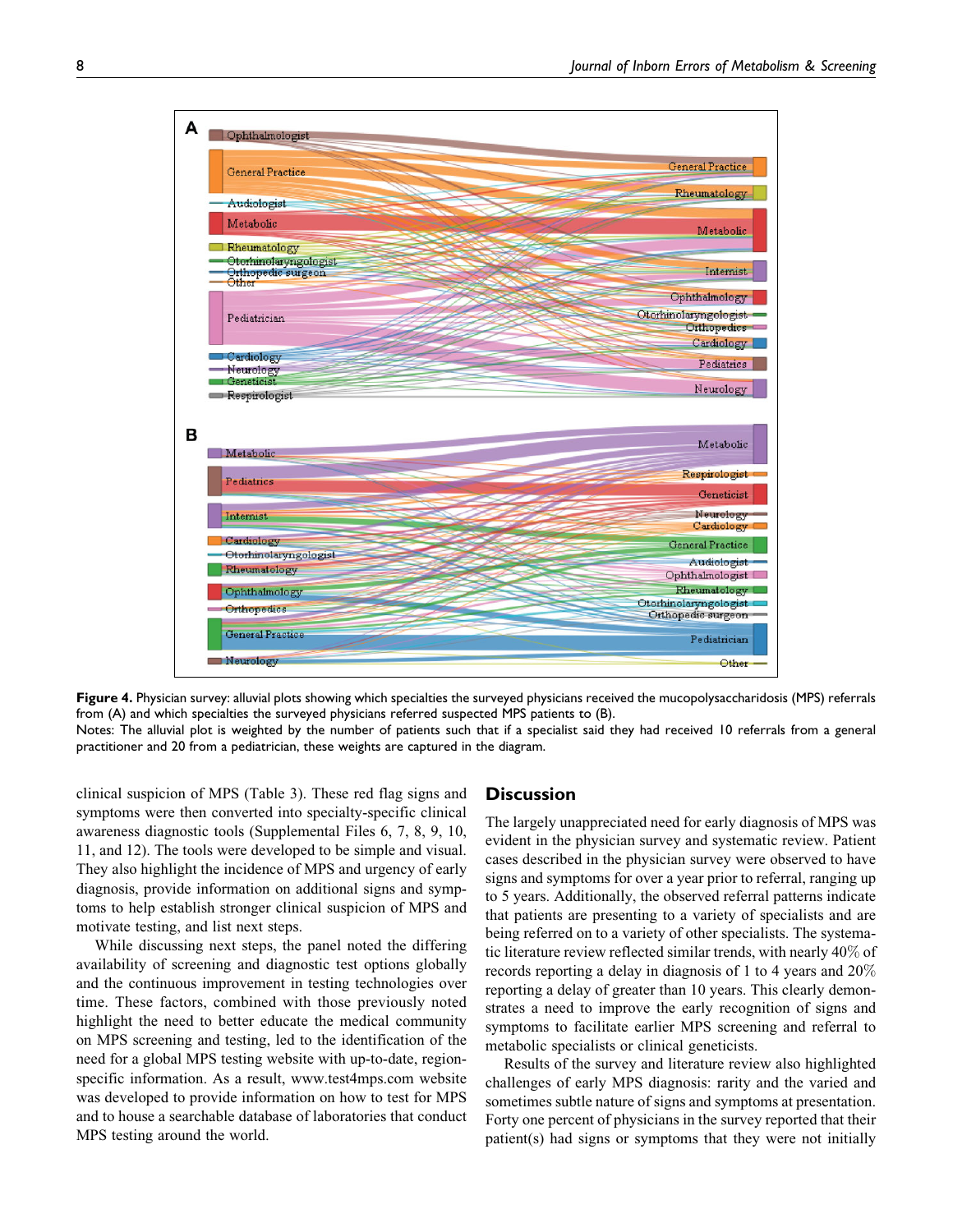**Figure 4.** Physician survey: alluvial plots showing which specialties the surveyed physicians received the mucopolysaccharidosis (MPS) referrals from (A) and which specialties the surveyed physicians referred suspected MPS patients to (B).
Notes: The alluvial plot is weighted by the number of patients such that if a specialist said they had received 10 referrals from a general practitioner and 20 from a pediatrician, these weights are captured in the diagram.

clinical suspicion of MPS (Table 3). These red flag signs and symptoms were then converted into specialty-specific clinical awareness diagnostic tools (Supplemental Files 6, 7, 8, 9, 10, 11, and 12). The tools were developed to be simple and visual. They also highlight the incidence of MPS and urgency of early diagnosis, provide information on additional signs and symptoms to help establish stronger clinical suspicion of MPS and motivate testing, and list next steps.

While discussing next steps, the panel noted the differing availability of screening and diagnostic test options globally and the continuous improvement in testing technologies over time. These factors, combined with those previously noted highlight the need to better educate the medical community on MPS screening and testing, led to the identification of the need for a global MPS testing website with up-to-date, region-specific information. As a result, www.test4mps.com website was developed to provide information on how to test for MPS and to house a searchable database of laboratories that conduct MPS testing around the world.

## Discussion

The largely unappreciated need for early diagnosis of MPS was evident in the physician survey and systematic review. Patient cases described in the physician survey were observed to have signs and symptoms for over a year prior to referral, ranging up to 5 years. Additionally, the observed referral patterns indicate that patients are presenting to a variety of specialists and are being referred on to a variety of other specialists. The systematic literature review reflected similar trends, with nearly 40% of records reporting a delay in diagnosis of 1 to 4 years and 20% reporting a delay of greater than 10 years. This clearly demonstrates a need to improve the early recognition of signs and symptoms to facilitate earlier MPS screening and referral to metabolic specialists or clinical geneticists.

Results of the survey and literature review also highlighted challenges of early MPS diagnosis: rarity and the varied and sometimes subtle nature of signs and symptoms at presentation. Forty one percent of physicians in the survey reported that their patient(s) had signs or symptoms that they were not initially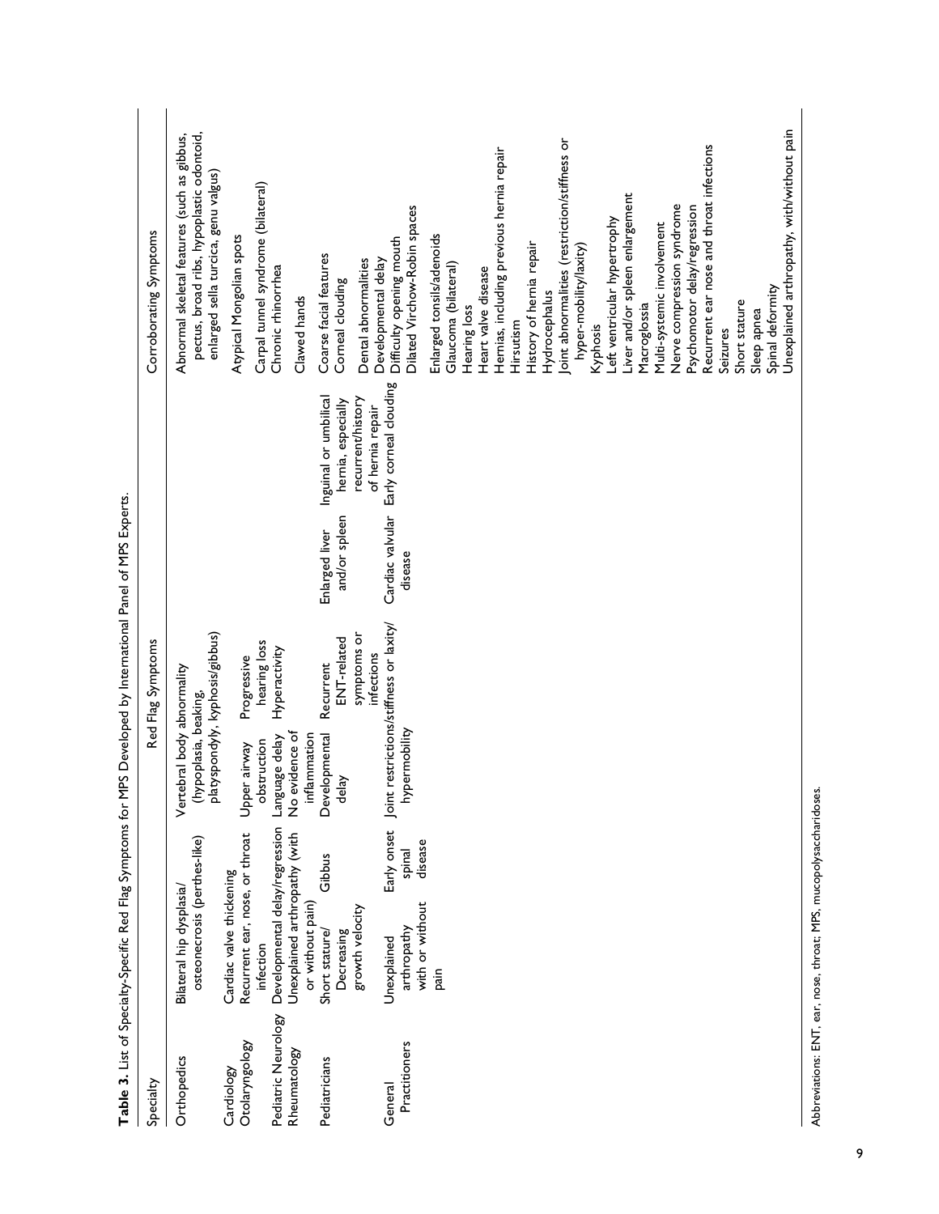**Table 3.** List of Specialty-Specific Red Flag Symptoms for MPS Developed by International Panel of MPS Experts.

| Specialty | Red Flag Symptoms | | | | | Corroborating Symptoms |
|---|---|---|---|---|---|---|
| Orthopedics | Bilateral hip dysplasia/osteonecrosis (perthes-like) | Vertebral body abnormality (hypoplasia, beaking, platyspondyly, kyphosis/gibbus) | | | | Abnormal skeletal features (such as gibbus, pectus, broad ribs, hypoplastic odontoid, enlarged sella turcica, genu valgus) |
| Cardiology | Cardiac valve thickening | | | | | Atypical Mongolian spots |
| Otolaryngology | Recurrent ear, nose, or throat infection | Upper airway obstruction | Progressive hearing loss | | | Carpal tunnel syndrome (bilateral) |
| Pediatric Neurology | Developmental delay/regression | Language delay | Hyperactivity | | | Chronic rhinorrhea |
| Rheumatology | Unexplained arthropathy (with or without pain) | No evidence of inflammation | | | | Clawed hands |
| Pediatricians | Short stature/ Decreasing growth velocity | Gibbus | Developmental delay | Recurrent ENT-related symptoms or infections | Enlarged liver and/or spleen | Inguinal or umbilical hernia, especially recurrent/history of hernia repair | Coarse facial features<br>Corneal clouding<br>Dental abnormalities<br>Developmental delay |
| General Practitioners | Unexplained arthropathy with or without pain | Early onset spinal disease | Joint restrictions/stiffness or laxity/hypermobility | | Cardiac valvular disease | Early corneal clouding | Difficulty opening mouth<br>Dilated Virchow-Robin spaces<br>Enlarged tonsils/adenoids<br>Glaucoma (bilateral)<br>Hearing loss<br>Heart valve disease<br>Hernias, including previous hernia repair<br>Hirsutism<br>History of hernia repair<br>Hydrocephalus<br>Joint abnormalities (restriction/stiffness or hyper-mobility/laxity)<br>Kyphosis<br>Left ventricular hypertrophy<br>Liver and/or spleen enlargement<br>Macroglossia<br>Multi-systemic involvement<br>Nerve compression syndrome<br>Psychomotor delay/regression<br>Recurrent ear nose and throat infections<br>Seizures<br>Short stature<br>Sleep apnea<br>Spinal deformity<br>Unexplained arthropathy, with/without pain |

Abbreviations: ENT, ear, nose, throat; MPS, mucopolysaccharidoses.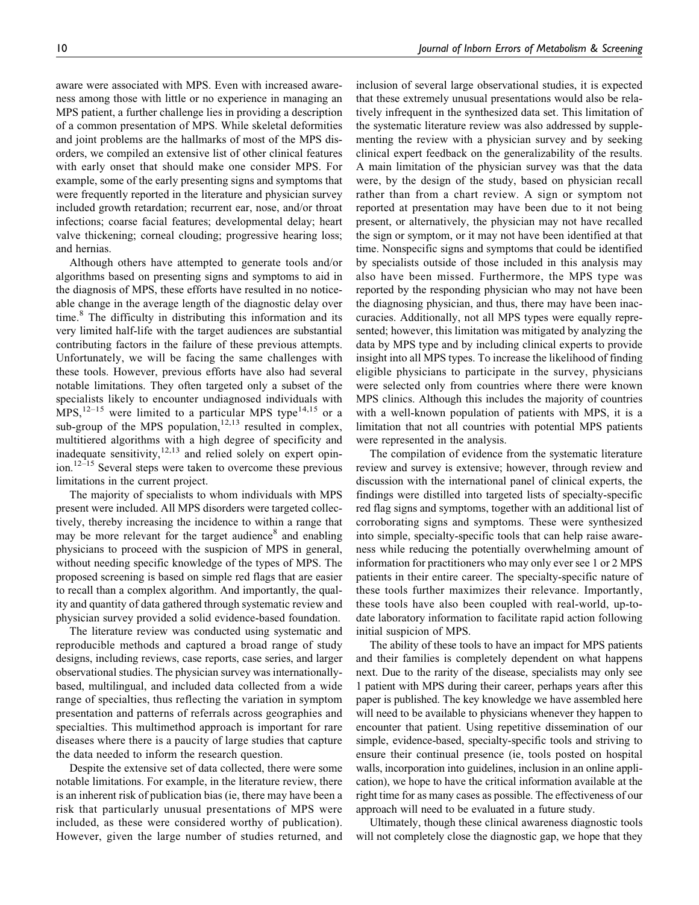aware were associated with MPS. Even with increased awareness among those with little or no experience in managing an MPS patient, a further challenge lies in providing a description of a common presentation of MPS. While skeletal deformities and joint problems are the hallmarks of most of the MPS disorders, we compiled an extensive list of other clinical features with early onset that should make one consider MPS. For example, some of the early presenting signs and symptoms that were frequently reported in the literature and physician survey included growth retardation; recurrent ear, nose, and/or throat infections; coarse facial features; developmental delay; heart valve thickening; corneal clouding; progressive hearing loss; and hernias.

Although others have attempted to generate tools and/or algorithms based on presenting signs and symptoms to aid in the diagnosis of MPS, these efforts have resulted in no noticeable change in the average length of the diagnostic delay over time.[8] The difficulty in distributing this information and its very limited half-life with the target audiences are substantial contributing factors in the failure of these previous attempts. Unfortunately, we will be facing the same challenges with these tools. However, previous efforts have also had several notable limitations. They often targeted only a subset of the specialists likely to encounter undiagnosed individuals with MPS,[12–15] were limited to a particular MPS type[14,15] or a sub-group of the MPS population,[12,13] resulted in complex, multitiered algorithms with a high degree of specificity and inadequate sensitivity,[12,13] and relied solely on expert opinion.[12–15] Several steps were taken to overcome these previous limitations in the current project.

The majority of specialists to whom individuals with MPS present were included. All MPS disorders were targeted collectively, thereby increasing the incidence to within a range that may be more relevant for the target audience[8] and enabling physicians to proceed with the suspicion of MPS in general, without needing specific knowledge of the types of MPS. The proposed screening is based on simple red flags that are easier to recall than a complex algorithm. And importantly, the quality and quantity of data gathered through systematic review and physician survey provided a solid evidence-based foundation.

The literature review was conducted using systematic and reproducible methods and captured a broad range of study designs, including reviews, case reports, case series, and larger observational studies. The physician survey was internationally-based, multilingual, and included data collected from a wide range of specialties, thus reflecting the variation in symptom presentation and patterns of referrals across geographies and specialties. This multimethod approach is important for rare diseases where there is a paucity of large studies that capture the data needed to inform the research question.

Despite the extensive set of data collected, there were some notable limitations. For example, in the literature review, there is an inherent risk of publication bias (ie, there may have been a risk that particularly unusual presentations of MPS were included, as these were considered worthy of publication). However, given the large number of studies returned, and inclusion of several large observational studies, it is expected that these extremely unusual presentations would also be relatively infrequent in the synthesized data set. This limitation of the systematic literature review was also addressed by supplementing the review with a physician survey and by seeking clinical expert feedback on the generalizability of the results. A main limitation of the physician survey was that the data were, by the design of the study, based on physician recall rather than from a chart review. A sign or symptom not reported at presentation may have been due to it not being present, or alternatively, the physician may not have recalled the sign or symptom, or it may not have been identified at that time. Nonspecific signs and symptoms that could be identified by specialists outside of those included in this analysis may also have been missed. Furthermore, the MPS type was reported by the responding physician who may not have been the diagnosing physician, and thus, there may have been inaccuracies. Additionally, not all MPS types were equally represented; however, this limitation was mitigated by analyzing the data by MPS type and by including clinical experts to provide insight into all MPS types. To increase the likelihood of finding eligible physicians to participate in the survey, physicians were selected only from countries where there were known MPS clinics. Although this includes the majority of countries with a well-known population of patients with MPS, it is a limitation that not all countries with potential MPS patients were represented in the analysis.

The compilation of evidence from the systematic literature review and survey is extensive; however, through review and discussion with the international panel of clinical experts, the findings were distilled into targeted lists of specialty-specific red flag signs and symptoms, together with an additional list of corroborating signs and symptoms. These were synthesized into simple, specialty-specific tools that can help raise awareness while reducing the potentially overwhelming amount of information for practitioners who may only ever see 1 or 2 MPS patients in their entire career. The specialty-specific nature of these tools further maximizes their relevance. Importantly, these tools have also been coupled with real-world, up-to-date laboratory information to facilitate rapid action following initial suspicion of MPS.

The ability of these tools to have an impact for MPS patients and their families is completely dependent on what happens next. Due to the rarity of the disease, specialists may only see 1 patient with MPS during their career, perhaps years after this paper is published. The key knowledge we have assembled here will need to be available to physicians whenever they happen to encounter that patient. Using repetitive dissemination of our simple, evidence-based, specialty-specific tools and striving to ensure their continual presence (ie, tools posted on hospital walls, incorporation into guidelines, inclusion in an online application), we hope to have the critical information available at the right time for as many cases as possible. The effectiveness of our approach will need to be evaluated in a future study.

Ultimately, though these clinical awareness diagnostic tools will not completely close the diagnostic gap, we hope that they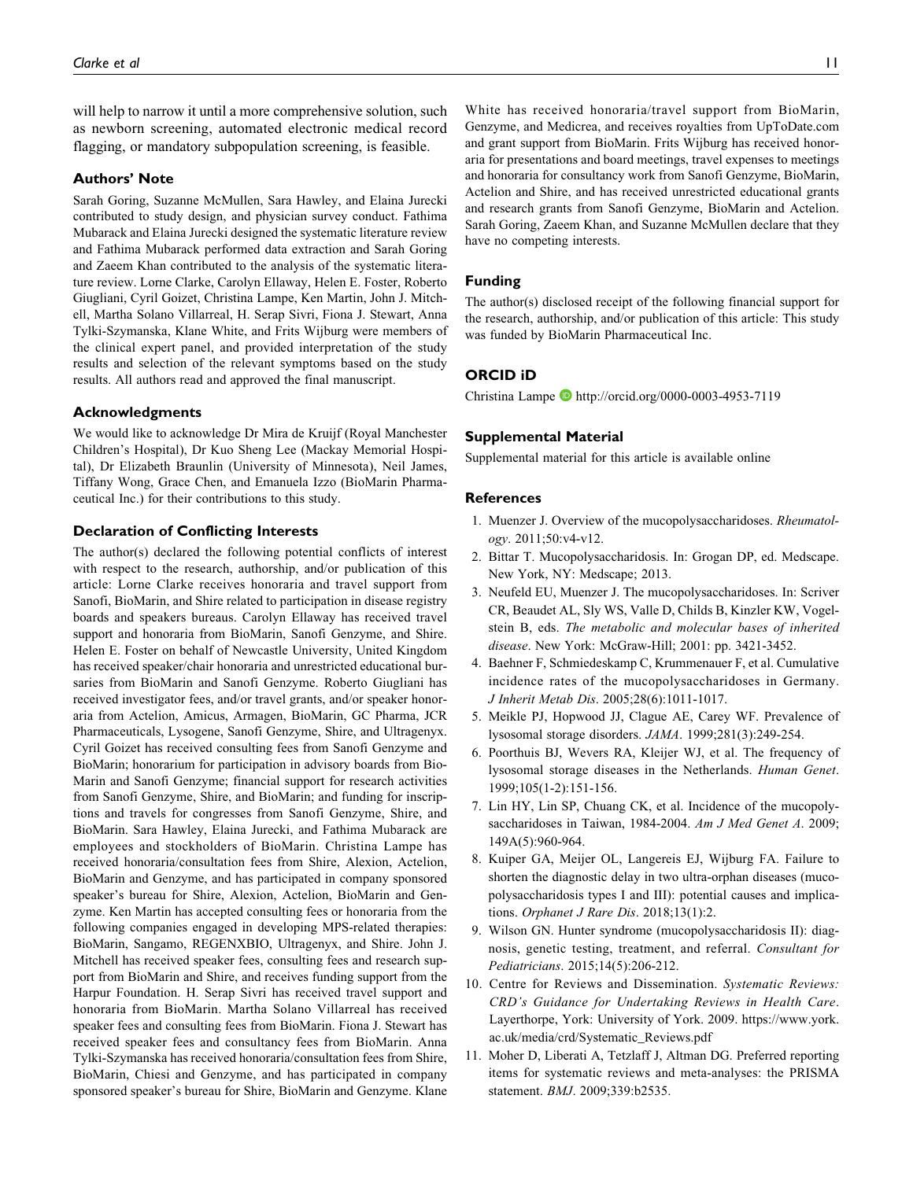will help to narrow it until a more comprehensive solution, such as newborn screening, automated electronic medical record flagging, or mandatory subpopulation screening, is feasible.

## Authors' Note

Sarah Goring, Suzanne McMullen, Sara Hawley, and Elaina Jurecki contributed to study design, and physician survey conduct. Fathima Mubarack and Elaina Jurecki designed the systematic literature review and Fathima Mubarack performed data extraction and Sarah Goring and Zaeem Khan contributed to the analysis of the systematic literature review. Lorne Clarke, Carolyn Ellaway, Helen E. Foster, Roberto Giugliani, Cyril Goizet, Christina Lampe, Ken Martin, John J. Mitchell, Martha Solano Villarreal, H. Serap Sivri, Fiona J. Stewart, Anna Tylki-Szymanska, Klane White, and Frits Wijburg were members of the clinical expert panel, and provided interpretation of the study results and selection of the relevant symptoms based on the study results. All authors read and approved the final manuscript.

## Acknowledgments

We would like to acknowledge Dr Mira de Kruijf (Royal Manchester Children's Hospital), Dr Kuo Sheng Lee (Mackay Memorial Hospital), Dr Elizabeth Braunlin (University of Minnesota), Neil James, Tiffany Wong, Grace Chen, and Emanuela Izzo (BioMarin Pharmaceutical Inc.) for their contributions to this study.

## Declaration of Conflicting Interests

The author(s) declared the following potential conflicts of interest with respect to the research, authorship, and/or publication of this article: Lorne Clarke receives honoraria and travel support from Sanofi, BioMarin, and Shire related to participation in disease registry boards and speakers bureaus. Carolyn Ellaway has received travel support and honoraria from BioMarin, Sanofi Genzyme, and Shire. Helen E. Foster on behalf of Newcastle University, United Kingdom has received speaker/chair honoraria and unrestricted educational bursaries from BioMarin and Sanofi Genzyme. Roberto Giugliani has received investigator fees, and/or travel grants, and/or speaker honoraria from Actelion, Amicus, Armagen, BioMarin, GC Pharma, JCR Pharmaceuticals, Lysogene, Sanofi Genzyme, Shire, and Ultragenyx. Cyril Goizet has received consulting fees from Sanofi Genzyme and BioMarin; honorarium for participation in advisory boards from BioMarin and Sanofi Genzyme; financial support for research activities from Sanofi Genzyme, Shire, and BioMarin; and funding for inscriptions and travels for congresses from Sanofi Genzyme, Shire, and BioMarin. Sara Hawley, Elaina Jurecki, and Fathima Mubarack are employees and stockholders of BioMarin. Christina Lampe has received honoraria/consultation fees from Shire, Alexion, Actelion, BioMarin and Genzyme, and has participated in company sponsored speaker's bureau for Shire, Alexion, Actelion, BioMarin and Genzyme. Ken Martin has accepted consulting fees or honoraria from the following companies engaged in developing MPS-related therapies: BioMarin, Sangamo, REGENXBIO, Ultragenyx, and Shire. John J. Mitchell has received speaker fees, consulting fees and research support from BioMarin and Shire, and receives funding support from the Harpur Foundation. H. Serap Sivri has received travel support and honoraria from BioMarin. Martha Solano Villarreal has received speaker fees and consulting fees from BioMarin. Fiona J. Stewart has received speaker fees and consultancy fees from BioMarin. Anna Tylki-Szymanska has received honoraria/consultation fees from Shire, BioMarin, Chiesi and Genzyme, and has participated in company sponsored speaker's bureau for Shire, BioMarin and Genzyme. Klane White has received honoraria/travel support from BioMarin, Genzyme, and Medicrea, and receives royalties from UpToDate.com and grant support from BioMarin. Frits Wijburg has received honoraria for presentations and board meetings, travel expenses to meetings and honoraria for consultancy work from Sanofi Genzyme, BioMarin, Actelion and Shire, and has received unrestricted educational grants and research grants from Sanofi Genzyme, BioMarin and Actelion. Sarah Goring, Zaeem Khan, and Suzanne McMullen declare that they have no competing interests.

## Funding

The author(s) disclosed receipt of the following financial support for the research, authorship, and/or publication of this article: This study was funded by BioMarin Pharmaceutical Inc.

## ORCID iD

Christina Lampe http://orcid.org/0000-0003-4953-7119

## Supplemental Material

Supplemental material for this article is available online

## References

1. Muenzer J. Overview of the mucopolysaccharidoses. *Rheumatology*. 2011;50:v4-v12.
2. Bittar T. Mucopolysaccharidosis. In: Grogan DP, ed. Medscape. New York, NY: Medscape; 2013.
3. Neufeld EU, Muenzer J. The mucopolysaccharidoses. In: Scriver CR, Beaudet AL, Sly WS, Valle D, Childs B, Kinzler KW, Vogelstein B, eds. *The metabolic and molecular bases of inherited disease*. New York: McGraw-Hill; 2001: pp. 3421-3452.
4. Baehner F, Schmiedeskamp C, Krummenauer F, et al. Cumulative incidence rates of the mucopolysaccharidoses in Germany. *J Inherit Metab Dis*. 2005;28(6):1011-1017.
5. Meikle PJ, Hopwood JJ, Clague AE, Carey WF. Prevalence of lysosomal storage disorders. *JAMA*. 1999;281(3):249-254.
6. Poorthuis BJ, Wevers RA, Kleijer WJ, et al. The frequency of lysosomal storage diseases in the Netherlands. *Human Genet*. 1999;105(1-2):151-156.
7. Lin HY, Lin SP, Chuang CK, et al. Incidence of the mucopolysaccharidoses in Taiwan, 1984-2004. *Am J Med Genet A*. 2009; 149A(5):960-964.
8. Kuiper GA, Meijer OL, Langereis EJ, Wijburg FA. Failure to shorten the diagnostic delay in two ultra-orphan diseases (mucopolysaccharidosis types I and III): potential causes and implications. *Orphanet J Rare Dis*. 2018;13(1):2.
9. Wilson GN. Hunter syndrome (mucopolysaccharidosis II): diagnosis, genetic testing, treatment, and referral. *Consultant for Pediatricians*. 2015;14(5):206-212.
10. Centre for Reviews and Dissemination. *Systematic Reviews: CRD's Guidance for Undertaking Reviews in Health Care*. Layerthorpe, York: University of York. 2009. https://www.york.ac.uk/media/crd/Systematic_Reviews.pdf
11. Moher D, Liberati A, Tetzlaff J, Altman DG. Preferred reporting items for systematic reviews and meta-analyses: the PRISMA statement. *BMJ*. 2009;339:b2535.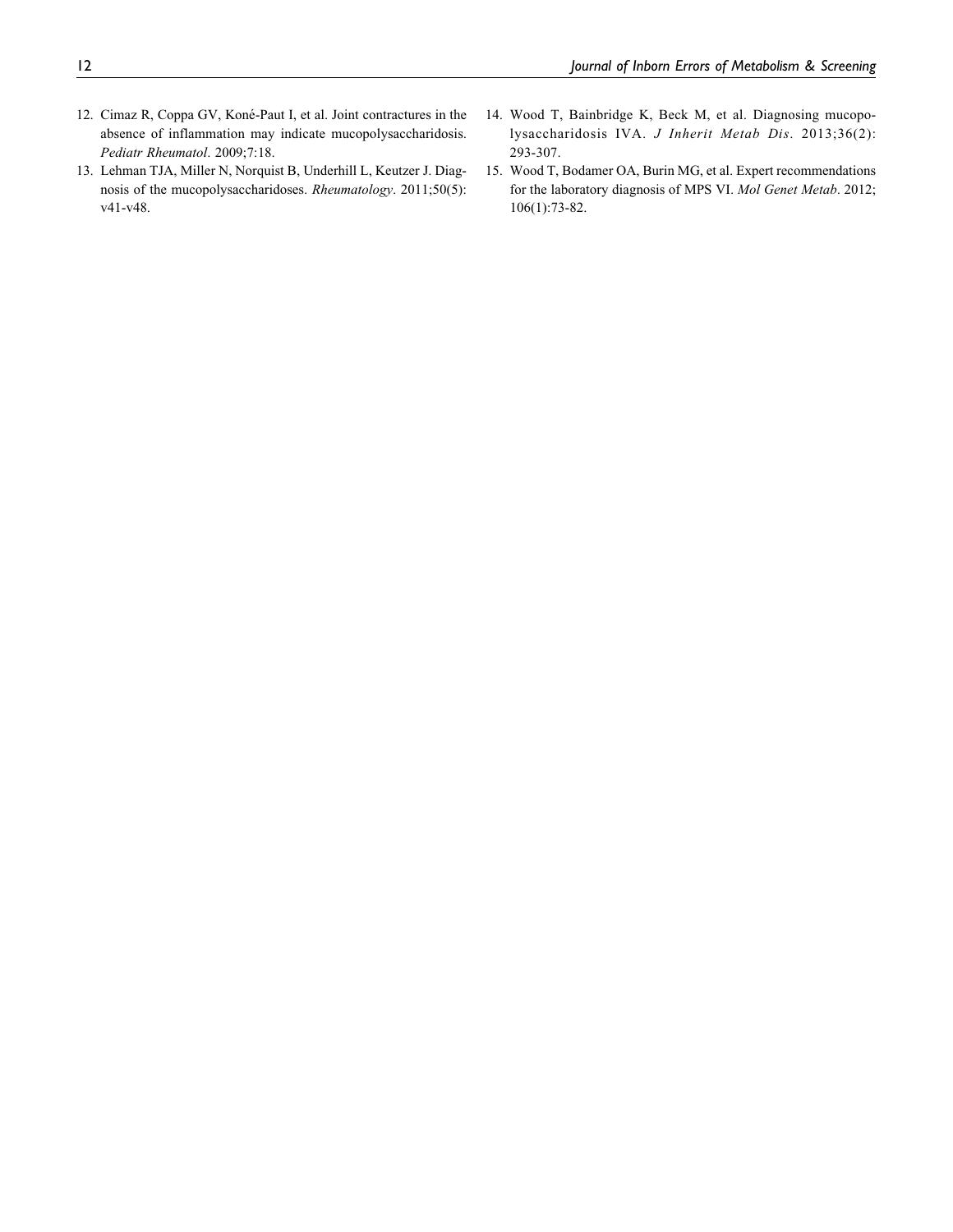12. Cimaz R, Coppa GV, Koné-Paut I, et al. Joint contractures in the absence of inflammation may indicate mucopolysaccharidosis. *Pediatr Rheumatol*. 2009;7:18.
13. Lehman TJA, Miller N, Norquist B, Underhill L, Keutzer J. Diagnosis of the mucopolysaccharidoses. *Rheumatology*. 2011;50(5):v41-v48.
14. Wood T, Bainbridge K, Beck M, et al. Diagnosing mucopolysaccharidosis IVA. *J Inherit Metab Dis*. 2013;36(2):293-307.
15. Wood T, Bodamer OA, Burin MG, et al. Expert recommendations for the laboratory diagnosis of MPS VI. *Mol Genet Metab*. 2012;106(1):73-82.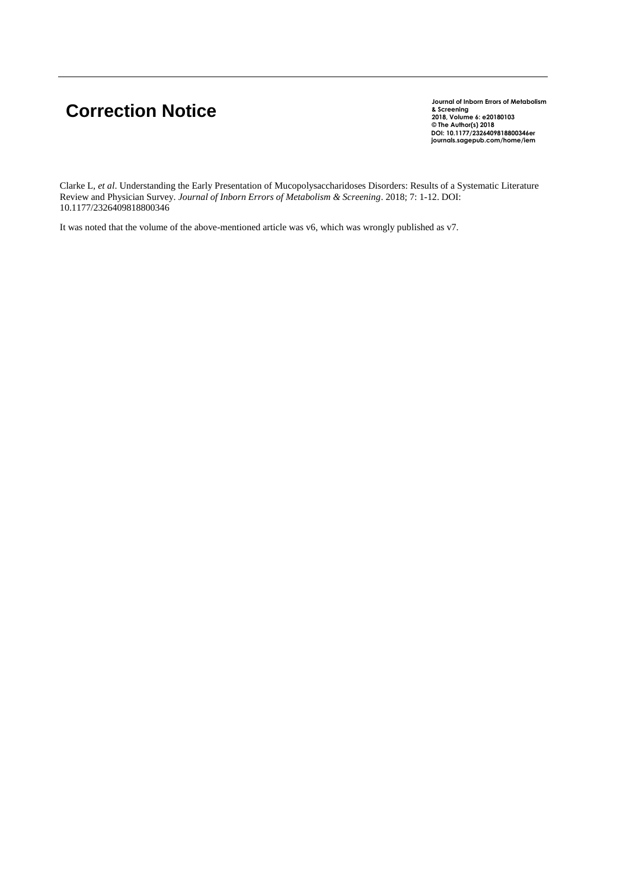# Correction Notice

Journal of Inborn Errors of Metabolism & Screening
2018, Volume 6: e20180103
© The Author(s) 2018
DOI: 10.1177/2326409818800346er
journals.sagepub.com/home/iem

Clarke L, *et al*. Understanding the Early Presentation of Mucopolysaccharidoses Disorders: Results of a Systematic Literature Review and Physician Survey. *Journal of Inborn Errors of Metabolism & Screening*. 2018; 7: 1-12. DOI: 10.1177/2326409818800346

It was noted that the volume of the above-mentioned article was v6, which was wrongly published as v7.